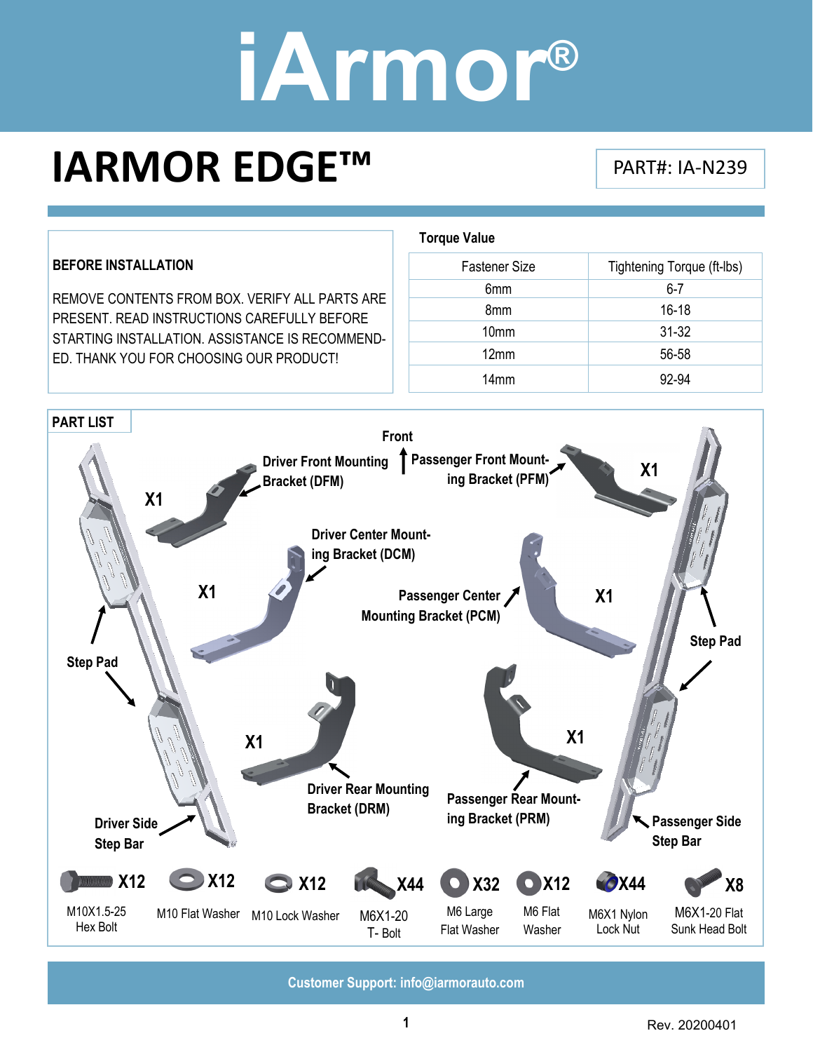# iArmor®

## IARMOR EDGE™

PART#: IA-N239

**BEFORE INSTALLATION**

REMOVE CONTENTS FROM BOX. VERIFY ALL PARTS ARE PRESENT. READ INSTRUCTIONS CAREFULLY BEFORE STARTING INSTALLATION. ASSISTANCE IS RECOMMENDED. THANK YOU FOR CHOOSING OUR PRODUCT!

**Torque Value**

| Fastener Size | Tightening Torque (ft-lbs) |
| --- | --- |
| 6mm | 6-7 |
| 8mm | 16-18 |
| 10mm | 31-32 |
| 12mm | 56-58 |
| 14mm | 92-94 |

**PART LIST**

Front

- Driver Front Mounting Bracket (DFM) X1
- Passenger Front Mounting Bracket (PFM) X1
- Driver Center Mounting Bracket (DCM) X1
- Passenger Center Mounting Bracket (PCM) X1
- Driver Rear Mounting Bracket (DRM) X1
- Passenger Rear Mounting Bracket (PRM) X1
- Driver Side Step Bar
- Passenger Side Step Bar
- Step Pad

| Part | Qty |
| --- | --- |
| M10X1.5-25 Hex Bolt | X12 |
| M10 Flat Washer | X12 |
| M10 Lock Washer | X12 |
| M6X1-20 T- Bolt | X44 |
| M6 Large Flat Washer | X32 |
| M6 Flat Washer | X12 |
| M6X1 Nylon Lock Nut | X44 |
| M6X1-20 Flat Sunk Head Bolt | X8 |

**Customer Support: info@iarmorauto.com**

Rev. 20200401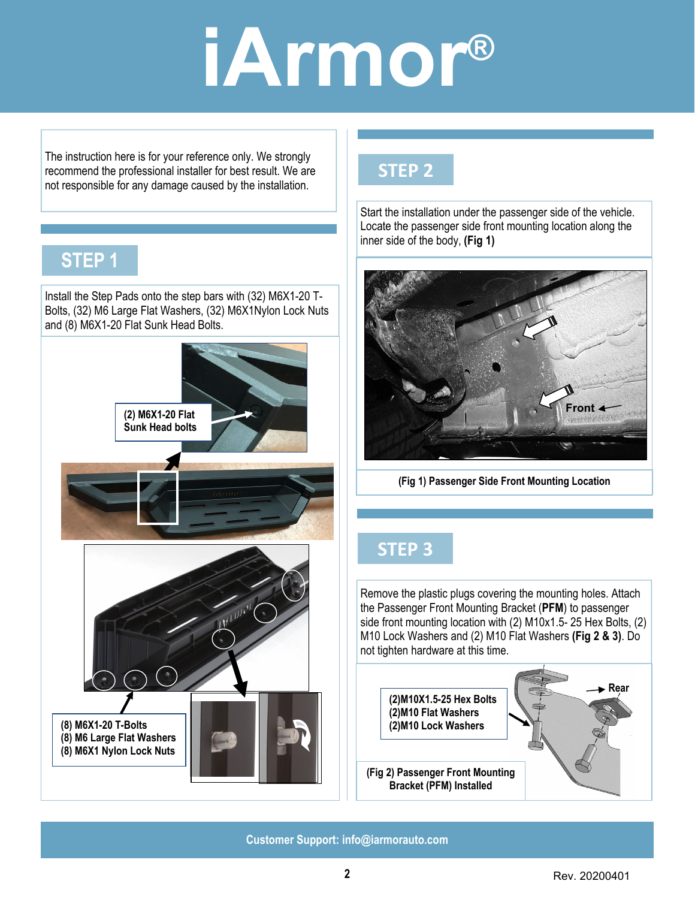# iArmor®

The instruction here is for your reference only. We strongly recommend the professional installer for best result. We are not responsible for any damage caused by the installation.

## STEP 1

Install the Step Pads onto the step bars with (32) M6X1-20 T-Bolts, (32) M6 Large Flat Washers, (32) M6X1Nylon Lock Nuts and (8) M6X1-20 Flat Sunk Head Bolts.

**(2) M6X1-20 Flat Sunk Head bolts**

**(8) M6X1-20 T-Bolts**
**(8) M6 Large Flat Washers**
**(8) M6X1 Nylon Lock Nuts**

## STEP 2

Start the installation under the passenger side of the vehicle. Locate the passenger side front mounting location along the inner side of the body, **(Fig 1)**

**Front**

**(Fig 1) Passenger Side Front Mounting Location**

## STEP 3

Remove the plastic plugs covering the mounting holes. Attach the Passenger Front Mounting Bracket (**PFM**) to passenger side front mounting location with (2) M10x1.5- 25 Hex Bolts, (2) M10 Lock Washers and (2) M10 Flat Washers **(Fig 2 & 3)**. Do not tighten hardware at this time.

**(2)M10X1.5-25 Hex Bolts**
**(2)M10 Flat Washers**
**(2)M10 Lock Washers**

**Rear**

**(Fig 2) Passenger Front Mounting Bracket (PFM) Installed**

**Customer Support: info@iarmorauto.com**

Rev. 20200401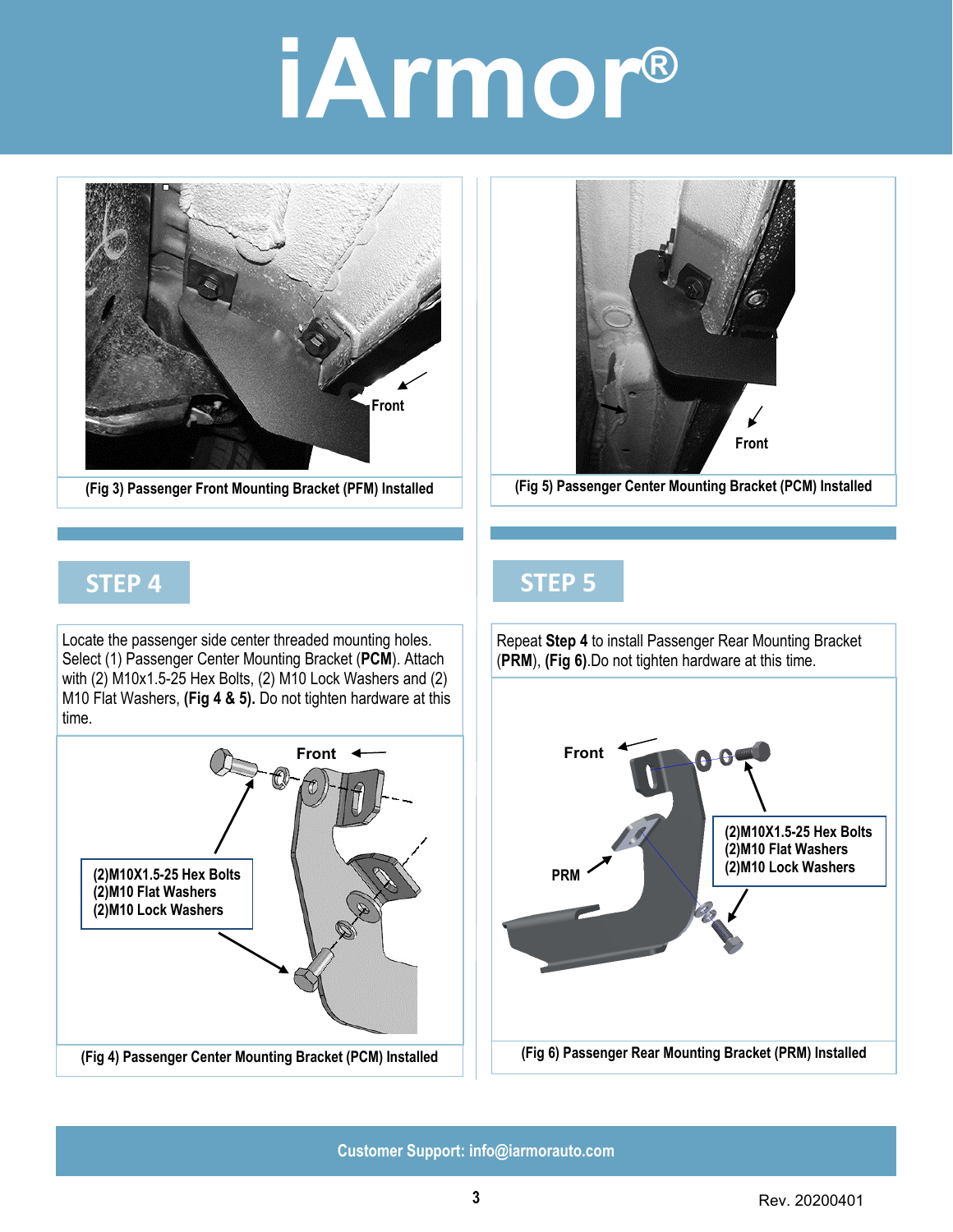(Fig 3) Passenger Front Mounting Bracket (PFM) Installed

(Fig 5) Passenger Center Mounting Bracket (PCM) Installed

## STEP 4

Locate the passenger side center threaded mounting holes. Select (1) Passenger Center Mounting Bracket (**PCM**). Attach with (2) M10x1.5-25 Hex Bolts, (2) M10 Lock Washers and (2) M10 Flat Washers, **(Fig 4 & 5).** Do not tighten hardware at this time.

(2)M10X1.5-25 Hex Bolts
(2)M10 Flat Washers
(2)M10 Lock Washers

(Fig 4) Passenger Center Mounting Bracket (PCM) Installed

## STEP 5

Repeat **Step 4** to install Passenger Rear Mounting Bracket (**PRM**), **(Fig 6).**Do not tighten hardware at this time.

(2)M10X1.5-25 Hex Bolts
(2)M10 Flat Washers
(2)M10 Lock Washers

(Fig 6) Passenger Rear Mounting Bracket (PRM) Installed

Customer Support: info@iarmorauto.com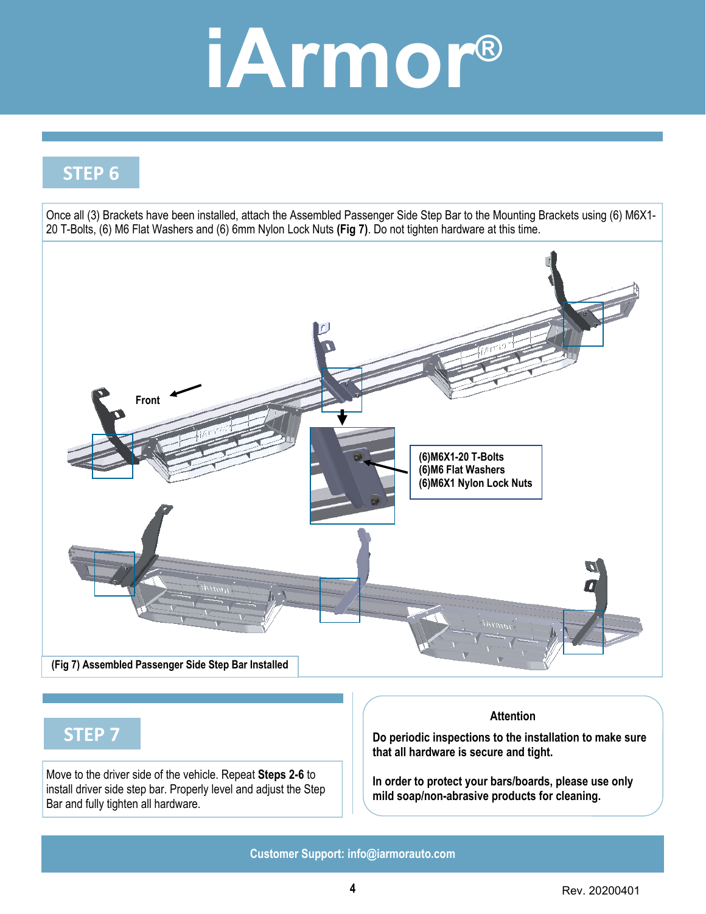# iArmor®

## STEP 6

Once all (3) Brackets have been installed, attach the Assembled Passenger Side Step Bar to the Mounting Brackets using (6) M6X1-20 T-Bolts, (6) M6 Flat Washers and (6) 6mm Nylon Lock Nuts **(Fig 7)**. Do not tighten hardware at this time.

Front

(6)M6X1-20 T-Bolts
(6)M6 Flat Washers
(6)M6X1 Nylon Lock Nuts

(Fig 7) Assembled Passenger Side Step Bar Installed

## STEP 7

Move to the driver side of the vehicle. Repeat **Steps 2-6** to install driver side step bar. Properly level and adjust the Step Bar and fully tighten all hardware.

**Attention**

**Do periodic inspections to the installation to make sure that all hardware is secure and tight.**

**In order to protect your bars/boards, please use only mild soap/non-abrasive products for cleaning.**

**Customer Support: info@iarmorauto.com**

Rev. 20200401